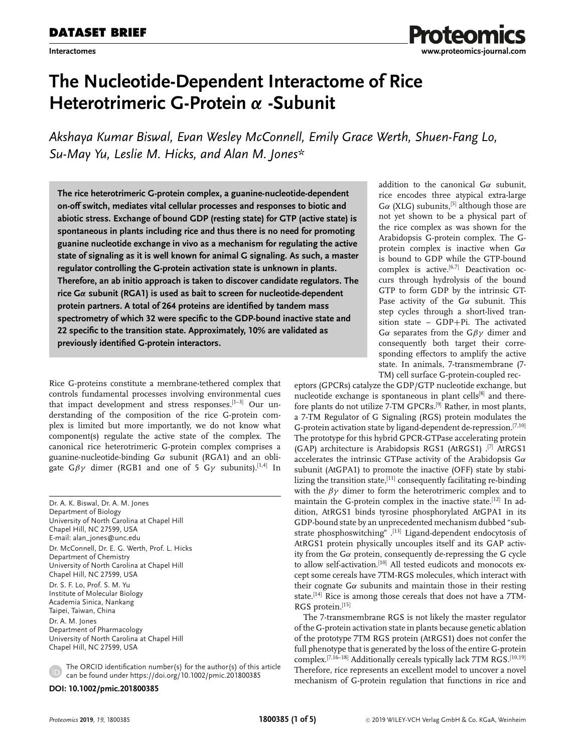**DATASET BRIEF**

Interactomes

# The Nucleotide-Dependent Interactome of Rice Heterotrimeric G-Protein $\alpha$ -Subunit

*Akshaya Kumar Biswal, Evan Wesley McConnell, Emily Grace Werth, Shuen-Fang Lo, Su-May Yu, Leslie M. Hicks, and Alan M. Jones\**

**The rice heterotrimeric G-protein complex, a guanine-nucleotide-dependent on-off switch, mediates vital cellular processes and responses to biotic and abiotic stress. Exchange of bound GDP (resting state) for GTP (active state) is spontaneous in plants including rice and thus there is no need for promoting guanine nucleotide exchange in vivo as a mechanism for regulating the active state of signaling as it is well known for animal G signaling. As such, a master regulator controlling the G-protein activation state is unknown in plants. Therefore, an ab initio approach is taken to discover candidate regulators. The rice Gα subunit (RGA1) is used as bait to screen for nucleotide-dependent protein partners. A total of 264 proteins are identified by tandem mass spectrometry of which 32 were specific to the GDP-bound inactive state and 22 specific to the transition state. Approximately, 10% are validated as previously identified G-protein interactors.**

Rice G-proteins constitute a membrane-tethered complex that controls fundamental processes involving environmental cues that impact development and stress responses.[1–3] Our understanding of the composition of the rice G-protein complex is limited but more importantly, we do not know what component(s) regulate the active state of the complex. The canonical rice heterotrimeric G-protein complex comprises a guanine-nucleotide-binding Gα subunit (RGA1) and an obligate Gβγ dimer (RGB1 and one of 5 Gγ subunits).[1,4] In addition to the canonical Gα subunit, rice encodes three atypical extra-large Gα (XLG) subunits,[5] although those are not yet shown to be a physical part of the rice complex as was shown for the Arabidopsis G-protein complex. The G-protein complex is inactive when Gα is bound to GDP while the GTP-bound complex is active.[6,7] Deactivation occurs through hydrolysis of the bound GTP to form GDP by the intrinsic GTPase activity of the Gα subunit. This step cycles through a short-lived transition state – GDP+Pi. The activated Gα separates from the Gβγ dimer and consequently both target their corresponding effectors to amplify the active state. In animals, 7-transmembrane (7-TM) cell surface G-protein-coupled receptors (GPCRs) catalyze the GDP/GTP nucleotide exchange, but nucleotide exchange is spontaneous in plant cells[8] and therefore plants do not utilize 7-TM GPCRs.[9] Rather, in most plants, a 7-TM Regulator of G Signaling (RGS) protein modulates the G-protein activation state by ligand-dependent de-repression.[7,10] The prototype for this hybrid GPCR-GTPase accelerating protein (GAP) architecture is Arabidopsis RGS1 (AtRGS1) .[7] AtRGS1 accelerates the intrinsic GTPase activity of the Arabidopsis Gα subunit (AtGPA1) to promote the inactive (OFF) state by stabilizing the transition state,[11] consequently facilitating re-binding with the βγ dimer to form the heterotrimeric complex and to maintain the G-protein complex in the inactive state.[12] In addition, AtRGS1 binds tyrosine phosphorylated AtGPA1 in its GDP-bound state by an unprecedented mechanism dubbed "substrate phosphoswitching" .[13] Ligand-dependent endocytosis of AtRGS1 protein physically uncouples itself and its GAP activity from the Gα protein, consequently de-repressing the G cycle to allow self-activation.[10] All tested eudicots and monocots except some cereals have 7TM-RGS molecules, which interact with their cognate Gα subunits and maintain those in their resting state.[14] Rice is among those cereals that does not have a 7TM-RGS protein.[15]

The 7-transmembrane RGS is not likely the master regulator of the G-protein activation state in plants because genetic ablation of the prototype 7TM RGS protein (AtRGS1) does not confer the full phenotype that is generated by the loss of the entire G-protein complex.[7,16–18] Additionally cereals typically lack 7TM RGS.[10,19] Therefore, rice represents an excellent model to uncover a novel mechanism of G-protein regulation that functions in rice and

Dr. A. K. Biswal, Dr. A. M. Jones
Department of Biology
University of North Carolina at Chapel Hill
Chapel Hill, NC 27599, USA
E-mail: alan_jones@unc.edu

Dr. McConnell, Dr. E. G. Werth, Prof. L. Hicks
Department of Chemistry
University of North Carolina at Chapel Hill
Chapel Hill, NC 27599, USA

Dr. S. F. Lo, Prof. S. M. Yu
Institute of Molecular Biology
Academia Sinica, Nankang
Taipei, Taiwan, China

Dr. A. M. Jones
Department of Pharmacology
University of North Carolina at Chapel Hill
Chapel Hill, NC 27599, USA

The ORCID identification number(s) for the author(s) of this article can be found under https://doi.org/10.1002/pmic.201800385

**DOI: 10.1002/pmic.201800385**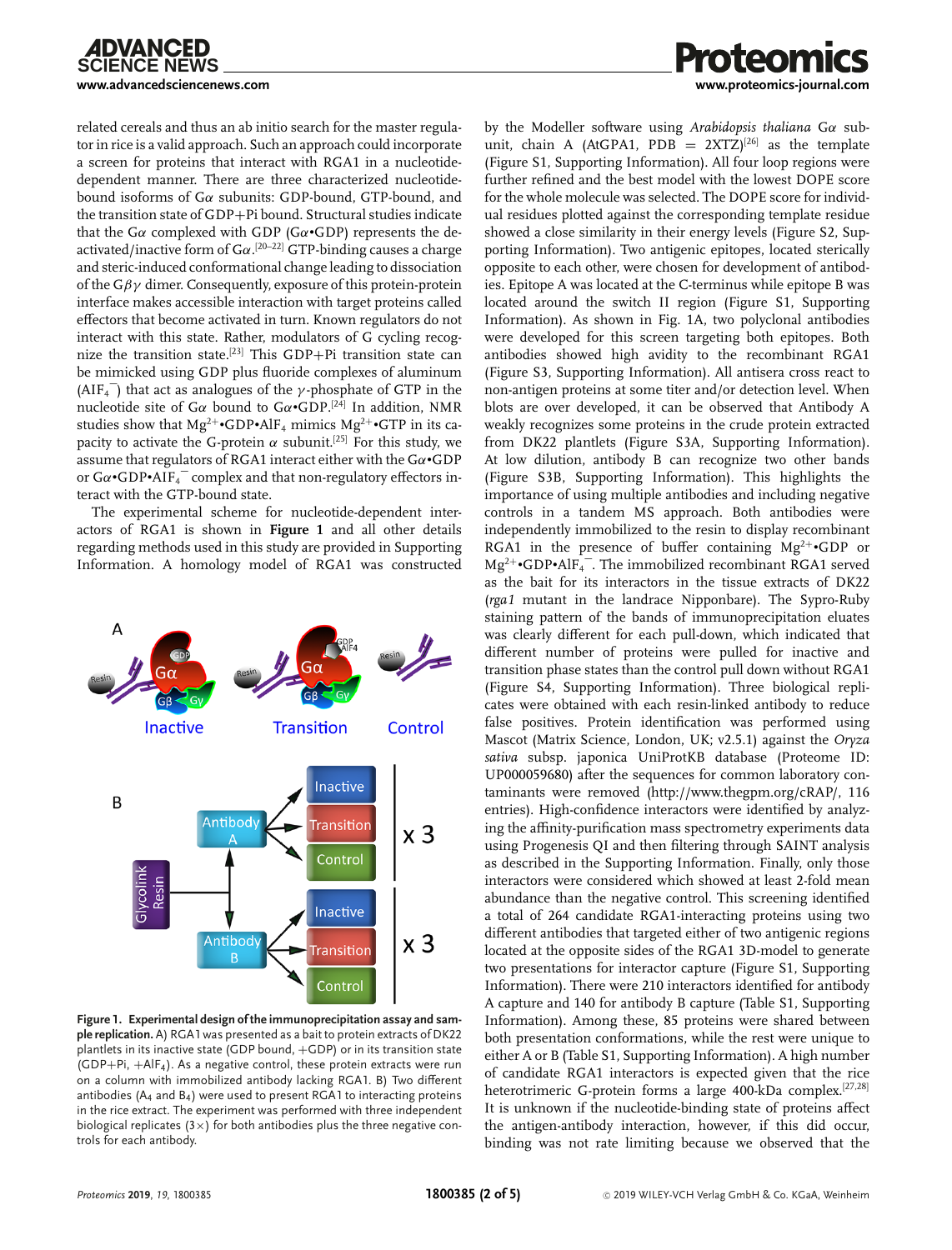related cereals and thus an ab initio search for the master regulator in rice is a valid approach. Such an approach could incorporate a screen for proteins that interact with RGA1 in a nucleotide-dependent manner. There are three characterized nucleotide-bound isoforms of Gα subunits: GDP-bound, GTP-bound, and the transition state of GDP+Pi bound. Structural studies indicate that the Gα complexed with GDP (Gα•GDP) represents the deactivated/inactive form of Gα.[20–22] GTP-binding causes a charge and steric-induced conformational change leading to dissociation of the Gβγ dimer. Consequently, exposure of this protein-protein interface makes accessible interaction with target proteins called effectors that become activated in turn. Known regulators do not interact with this state. Rather, modulators of G cycling recognize the transition state.[23] This GDP+Pi transition state can be mimicked using GDP plus fluoride complexes of aluminum ($AlF_4^-$) that act as analogues of the γ-phosphate of GTP in the nucleotide site of Gα bound to Gα•GDP.[24] In addition, NMR studies show that $Mg^{2+}$•GDP•$AlF_4$ mimics $Mg^{2+}$•GTP in its capacity to activate the G-protein α subunit.[25] For this study, we assume that regulators of RGA1 interact either with the Gα•GDP or Gα•GDP•$AlF_4^-$ complex and that non-regulatory effectors interact with the GTP-bound state.

The experimental scheme for nucleotide-dependent interactors of RGA1 is shown in **Figure 1** and all other details regarding methods used in this study are provided in Supporting Information. A homology model of RGA1 was constructed by the Modeller software using *Arabidopsis thaliana* Gα subunit, chain A (AtGPA1, PDB = 2XTZ)[26] as the template (Figure S1, Supporting Information). All four loop regions were further refined and the best model with the lowest DOPE score for the whole molecule was selected. The DOPE score for individual residues plotted against the corresponding template residue showed a close similarity in their energy levels (Figure S2, Supporting Information). Two antigenic epitopes, located sterically opposite to each other, were chosen for development of antibodies. Epitope A was located at the C-terminus while epitope B was located around the switch II region (Figure S1, Supporting Information). As shown in Fig. 1A, two polyclonal antibodies were developed for this screen targeting both epitopes. Both antibodies showed high avidity to the recombinant RGA1 (Figure S3, Supporting Information). All antisera cross react to non-antigen proteins at some titer and/or detection level. When blots are over developed, it can be observed that Antibody A weakly recognizes some proteins in the crude protein extracted from DK22 plantlets (Figure S3A, Supporting Information). At low dilution, antibody B can recognize two other bands (Figure S3B, Supporting Information). This highlights the importance of using multiple antibodies and including negative controls in a tandem MS approach. Both antibodies were independently immobilized to the resin to display recombinant RGA1 in the presence of buffer containing $Mg^{2+}$•GDP or $Mg^{2+}$•GDP•$AlF_4^-$. The immobilized recombinant RGA1 served as the bait for its interactors in the tissue extracts of DK22 (*rga1* mutant in the landrace Nipponbare). The Sypro-Ruby staining pattern of the bands of immunoprecipitation eluates was clearly different for each pull-down, which indicated that different number of proteins were pulled for inactive and transition phase states than the control pull down without RGA1 (Figure S4, Supporting Information). Three biological replicates were obtained with each resin-linked antibody to reduce false positives. Protein identification was performed using Mascot (Matrix Science, London, UK; v2.5.1) against the *Oryza sativa* subsp. japonica UniProtKB database (Proteome ID: UP000059680) after the sequences for common laboratory contaminants were removed (http://www.thegpm.org/cRAP/, 116 entries). High-confidence interactors were identified by analyzing the affinity-purification mass spectrometry experiments data using Progenesis QI and then filtering through SAINT analysis as described in the Supporting Information. Finally, only those interactors were considered which showed at least 2-fold mean abundance than the negative control. This screening identified a total of 264 candidate RGA1-interacting proteins using two different antibodies that targeted either of two antigenic regions located at the opposite sides of the RGA1 3D-model to generate two presentations for interactor capture (Figure S1, Supporting Information). There were 210 interactors identified for antibody A capture and 140 for antibody B capture (Table S1, Supporting Information). Among these, 85 proteins were shared between both presentation conformations, while the rest were unique to either A or B (Table S1, Supporting Information). A high number of candidate RGA1 interactors is expected given that the rice heterotrimeric G-protein forms a large 400-kDa complex.[27,28] It is unknown if the nucleotide-binding state of proteins affect the antigen-antibody interaction, however, if this did occur, binding was not rate limiting because we observed that the

**Figure 1. Experimental design of the immunoprecipitation assay and sample replication.** A) RGA1 was presented as a bait to protein extracts of DK22 plantlets in its inactive state (GDP bound, +GDP) or in its transition state (GDP+Pi, +$AlF_4$). As a negative control, these protein extracts were run on a column with immobilized antibody lacking RGA1. B) Two different antibodies ($A_4$ and $B_4$) were used to present RGA1 to interacting proteins in the rice extract. The experiment was performed with three independent biological replicates (3×) for both antibodies plus the three negative controls for each antibody.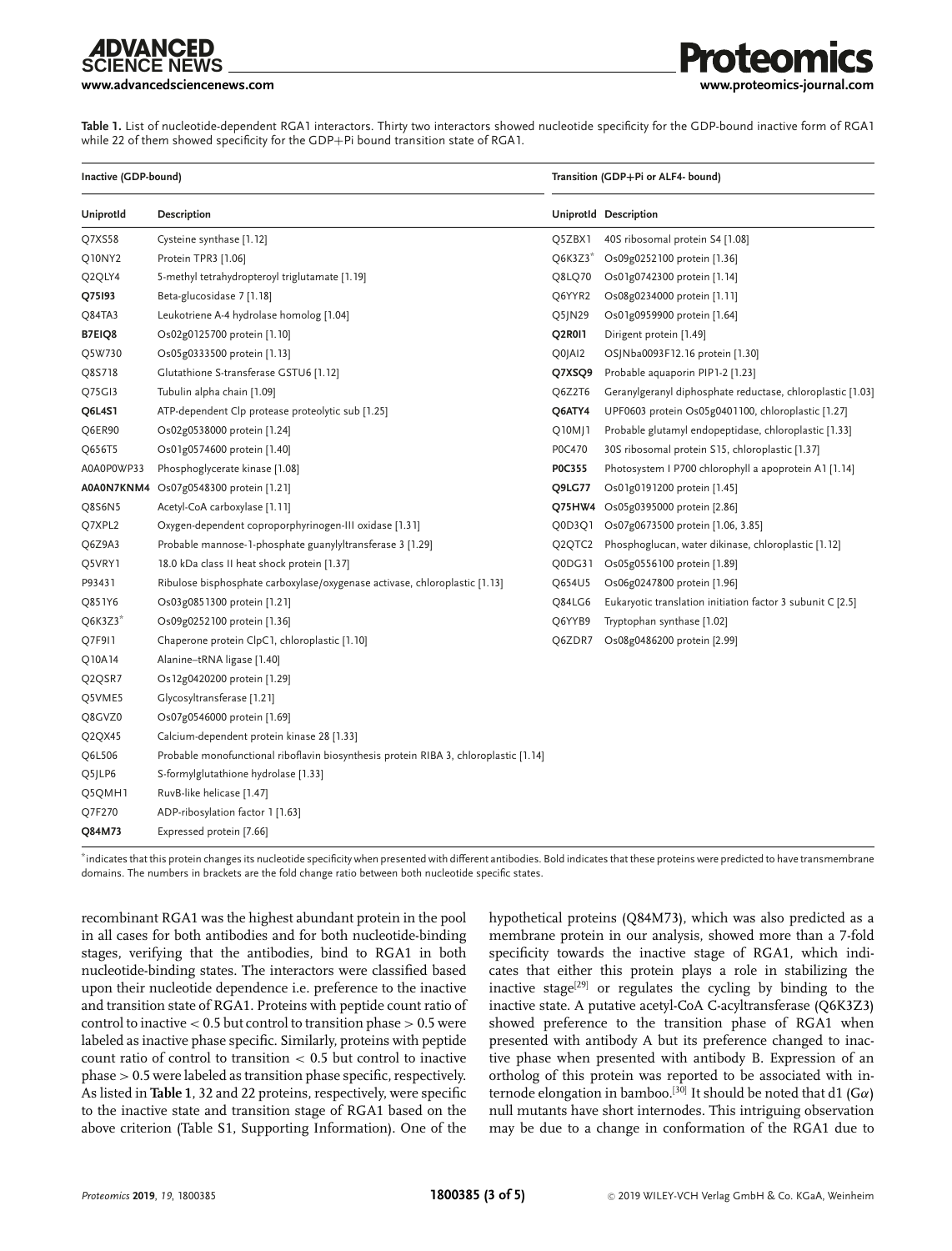**Table 1.** List of nucleotide-dependent RGA1 interactors. Thirty two interactors showed nucleotide specificity for the GDP-bound inactive form of RGA1 while 22 of them showed specificity for the GDP+Pi bound transition state of RGA1.

| Inactive (GDP-bound) | | Transition (GDP+Pi or ALF4- bound) | |
|---|---|---|---|
| **UniprotId** | **Description** | **UniprotId** | **Description** |
| Q7XS58 | Cysteine synthase [1.12] | Q5ZBX1 | 40S ribosomal protein S4 [1.08] |
| Q10NY2 | Protein TPR3 [1.06] | Q6K3Z3* | Os09g0252100 protein [1.36] |
| Q2QLY4 | 5-methyl tetrahydropteroyl triglutamate [1.19] | Q8LQ70 | Os01g0742300 protein [1.14] |
| **Q75I93** | Beta-glucosidase 7 [1.18] | Q6YYR2 | Os08g0234000 protein [1.11] |
| Q84TA3 | Leukotriene A-4 hydrolase homolog [1.04] | Q5JN29 | Os01g0959900 protein [1.64] |
| **B7EIQ8** | Os02g0125700 protein [1.10] | **Q2R0I1** | Dirigent protein [1.49] |
| Q5W730 | Os05g0333500 protein [1.13] | Q0JAI2 | OSJNba0093F12.16 protein [1.30] |
| Q8S718 | Glutathione S-transferase GSTU6 [1.12] | **Q7XSQ9** | Probable aquaporin PIP1-2 [1.23] |
| Q75GI3 | Tubulin alpha chain [1.09] | Q6Z2T6 | Geranylgeranyl diphosphate reductase, chloroplastic [1.03] |
| **Q6L4S1** | ATP-dependent Clp protease proteolytic sub [1.25] | **Q6ATY4** | UPF0603 protein Os05g0401100, chloroplastic [1.27] |
| Q6ER90 | Os02g0538000 protein [1.24] | Q10MJ1 | Probable glutamyl endopeptidase, chloroplastic [1.33] |
| Q656T5 | Os01g0574600 protein [1.40] | P0C470 | 30S ribosomal protein S15, chloroplastic [1.37] |
| A0A0P0WP33 | Phosphoglycerate kinase [1.08] | **P0C355** | Photosystem I P700 chlorophyll a apoprotein A1 [1.14] |
| **A0A0N7KNM4** | Os07g0548300 protein [1.21] | **Q9LG77** | Os01g0191200 protein [1.45] |
| Q8S6N5 | Acetyl-CoA carboxylase [1.11] | **Q75HW4** | Os05g0395000 protein [2.86] |
| Q7XPL2 | Oxygen-dependent coproporphyrinogen-III oxidase [1.31] | Q0D3Q1 | Os07g0673500 protein [1.06, 3.85] |
| Q6Z9A3 | Probable mannose-1-phosphate guanylyltransferase 3 [1.29] | Q2QTC2 | Phosphoglucan, water dikinase, chloroplastic [1.12] |
| Q5VRY1 | 18.0 kDa class II heat shock protein [1.37] | Q0DG31 | Os05g0556100 protein [1.89] |
| P93431 | Ribulose bisphosphate carboxylase/oxygenase activase, chloroplastic [1.13] | Q654U5 | Os06g0247800 protein [1.96] |
| Q851Y6 | Os03g0851300 protein [1.21] | Q84LG6 | Eukaryotic translation initiation factor 3 subunit C [2.5] |
| Q6K3Z3* | Os09g0252100 protein [1.36] | Q6YYB9 | Tryptophan synthase [1.02] |
| Q7F9I1 | Chaperone protein ClpC1, chloroplastic [1.10] | Q6ZDR7 | Os08g0486200 protein [2.99] |
| Q10A14 | Alanine–tRNA ligase [1.40] | | |
| Q2QSR7 | Os12g0420200 protein [1.29] | | |
| Q5VME5 | Glycosyltransferase [1.21] | | |
| Q8GVZ0 | Os07g0546000 protein [1.69] | | |
| Q2QX45 | Calcium-dependent protein kinase 28 [1.33] | | |
| Q6L506 | Probable monofunctional riboflavin biosynthesis protein RIBA 3, chloroplastic [1.14] | | |
| Q5JLP6 | S-formylglutathione hydrolase [1.33] | | |
| Q5QMH1 | RuvB-like helicase [1.47] | | |
| Q7F270 | ADP-ribosylation factor 1 [1.63] | | |
| **Q84M73** | Expressed protein [7.66] | | |

*indicates that this protein changes its nucleotide specificity when presented with different antibodies. Bold indicates that these proteins were predicted to have transmembrane domains. The numbers in brackets are the fold change ratio between both nucleotide specific states.

recombinant RGA1 was the highest abundant protein in the pool in all cases for both antibodies and for both nucleotide-binding stages, verifying that the antibodies, bind to RGA1 in both nucleotide-binding states. The interactors were classified based upon their nucleotide dependence i.e. preference to the inactive and transition state of RGA1. Proteins with peptide count ratio of control to inactive $< 0.5$ but control to transition phase $> 0.5$ were labeled as inactive phase specific. Similarly, proteins with peptide count ratio of control to transition $< 0.5$ but control to inactive phase $> 0.5$ were labeled as transition phase specific, respectively. As listed in **Table 1**, 32 and 22 proteins, respectively, were specific to the inactive state and transition stage of RGA1 based on the above criterion (Table S1, Supporting Information). One of the hypothetical proteins (Q84M73), which was also predicted as a membrane protein in our analysis, showed more than a 7-fold specificity towards the inactive stage of RGA1, which indicates that either this protein plays a role in stabilizing the inactive stage[29] or regulates the cycling by binding to the inactive state. A putative acetyl-CoA C-acyltransferase (Q6K3Z3) showed preference to the transition phase of RGA1 when presented with antibody A but its preference changed to inactive phase when presented with antibody B. Expression of an ortholog of this protein was reported to be associated with internode elongation in bamboo.[30] It should be noted that d1 ($G\alpha$) null mutants have short internodes. This intriguing observation may be due to a change in conformation of the RGA1 due to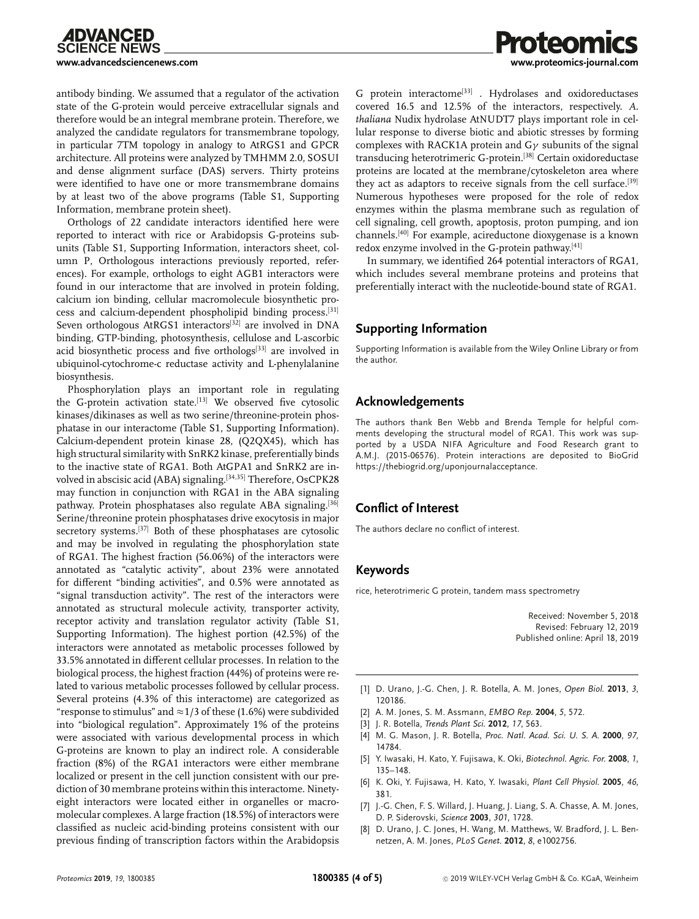antibody binding. We assumed that a regulator of the activation state of the G-protein would perceive extracellular signals and therefore would be an integral membrane protein. Therefore, we analyzed the candidate regulators for transmembrane topology, in particular 7TM topology in analogy to AtRGS1 and GPCR architecture. All proteins were analyzed by TMHMM 2.0, SOSUI and dense alignment surface (DAS) servers. Thirty proteins were identified to have one or more transmembrane domains by at least two of the above programs (Table S1, Supporting Information, membrane protein sheet).

Orthologs of 22 candidate interactors identified here were reported to interact with rice or Arabidopsis G-proteins subunits (Table S1, Supporting Information, interactors sheet, column P, Orthologous interactions previously reported, references). For example, orthologs to eight AGB1 interactors were found in our interactome that are involved in protein folding, calcium ion binding, cellular macromolecule biosynthetic process and calcium-dependent phospholipid binding process.[31] Seven orthologous AtRGS1 interactors[32] are involved in DNA binding, GTP-binding, photosynthesis, cellulose and L-ascorbic acid biosynthetic process and five orthologs[33] are involved in ubiquinol-cytochrome-c reductase activity and L-phenylalanine biosynthesis.

Phosphorylation plays an important role in regulating the G-protein activation state.[13] We observed five cytosolic kinases/dikinases as well as two serine/threonine-protein phosphatase in our interactome (Table S1, Supporting Information). Calcium-dependent protein kinase 28, (Q2QX45), which has high structural similarity with SnRK2 kinase, preferentially binds to the inactive state of RGA1. Both AtGPA1 and SnRK2 are involved in abscisic acid (ABA) signaling.[34,35] Therefore, OsCPK28 may function in conjunction with RGA1 in the ABA signaling pathway. Protein phosphatases also regulate ABA signaling.[36] Serine/threonine protein phosphatases drive exocytosis in major secretory systems.[37] Both of these phosphatases are cytosolic and may be involved in regulating the phosphorylation state of RGA1. The highest fraction (56.06%) of the interactors were annotated as "catalytic activity", about 23% were annotated for different "binding activities", and 0.5% were annotated as "signal transduction activity". The rest of the interactors were annotated as structural molecule activity, transporter activity, receptor activity and translation regulator activity (Table S1, Supporting Information). The highest portion (42.5%) of the interactors were annotated as metabolic processes followed by 33.5% annotated in different cellular processes. In relation to the biological process, the highest fraction (44%) of proteins were related to various metabolic processes followed by cellular process. Several proteins (4.3% of this interactome) are categorized as "response to stimulus" and $\approx$1/3 of these (1.6%) were subdivided into "biological regulation". Approximately 1% of the proteins were associated with various developmental process in which G-proteins are known to play an indirect role. A considerable fraction (8%) of the RGA1 interactors were either membrane localized or present in the cell junction consistent with our prediction of 30 membrane proteins within this interactome. Ninety-eight interactors were located either in organelles or macromolecular complexes. A large fraction (18.5%) of interactors were classified as nucleic acid-binding proteins consistent with our previous finding of transcription factors within the Arabidopsis G protein interactome[33] . Hydrolases and oxidoreductases covered 16.5 and 12.5% of the interactors, respectively. *A. thaliana* Nudix hydrolase AtNUDT7 plays important role in cellular response to diverse biotic and abiotic stresses by forming complexes with RACK1A protein and G$\gamma$ subunits of the signal transducing heterotrimeric G-protein.[38] Certain oxidoreductase proteins are located at the membrane/cytoskeleton area where they act as adaptors to receive signals from the cell surface.[39] Numerous hypotheses were proposed for the role of redox enzymes within the plasma membrane such as regulation of cell signaling, cell growth, apoptosis, proton pumping, and ion channels.[40] For example, acireductone dioxygenase is a known redox enzyme involved in the G-protein pathway.[41]

In summary, we identified 264 potential interactors of RGA1, which includes several membrane proteins and proteins that preferentially interact with the nucleotide-bound state of RGA1.

## Supporting Information

Supporting Information is available from the Wiley Online Library or from the author.

## Acknowledgements

The authors thank Ben Webb and Brenda Temple for helpful comments developing the structural model of RGA1. This work was supported by a USDA NIFA Agriculture and Food Research grant to A.M.J. (2015-06576). Protein interactions are deposited to BioGrid https://thebiogrid.org/uponjournalacceptance.

## Conflict of Interest

The authors declare no conflict of interest.

## Keywords

rice, heterotrimeric G protein, tandem mass spectrometry

Received: November 5, 2018
Revised: February 12, 2019
Published online: April 18, 2019

- [1] D. Urano, J.-G. Chen, J. R. Botella, A. M. Jones, *Open Biol.* **2013**, *3*, 120186.
- [2] A. M. Jones, S. M. Assmann, *EMBO Rep.* **2004**, *5*, 572.
- [3] J. R. Botella, *Trends Plant Sci.* **2012**, *17*, 563.
- [4] M. G. Mason, J. R. Botella, *Proc. Natl. Acad. Sci. U. S. A.* **2000**, *97*, 14784.
- [5] Y. Iwasaki, H. Kato, Y. Fujisawa, K. Oki, *Biotechnol. Agric. For.* **2008**, *1*, 135–148.
- [6] K. Oki, Y. Fujisawa, H. Kato, Y. Iwasaki, *Plant Cell Physiol.* **2005**, *46*, 381.
- [7] J.-G. Chen, F. S. Willard, J. Huang, J. Liang, S. A. Chasse, A. M. Jones, D. P. Siderovski, *Science* **2003**, *301*, 1728.
- [8] D. Urano, J. C. Jones, H. Wang, M. Matthews, W. Bradford, J. L. Bennetzen, A. M. Jones, *PLoS Genet.* **2012**, *8*, e1002756.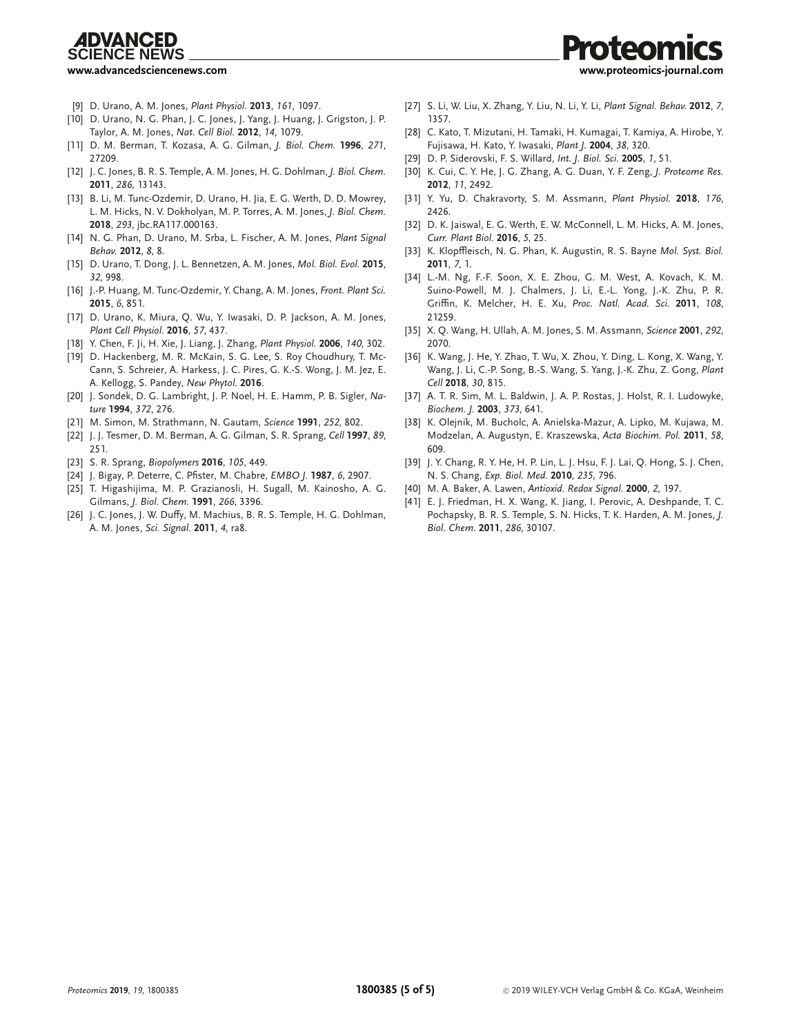[9] D. Urano, A. M. Jones, *Plant Physiol.* **2013**, *161*, 1097.

[10] D. Urano, N. G. Phan, J. C. Jones, J. Yang, J. Huang, J. Grigston, J. P. Taylor, A. M. Jones, *Nat. Cell Biol.* **2012**, *14*, 1079.

[11] D. M. Berman, T. Kozasa, A. G. Gilman, *J. Biol. Chem.* **1996**, *271*, 27209.

[12] J. C. Jones, B. R. S. Temple, A. M. Jones, H. G. Dohlman, *J. Biol. Chem.* **2011**, *286*, 13143.

[13] B. Li, M. Tunc-Ozdemir, D. Urano, H. Jia, E. G. Werth, D. D. Mowrey, L. M. Hicks, N. V. Dokholyan, M. P. Torres, A. M. Jones, *J. Biol. Chem.* **2018**, *293*, jbc.RA117.000163.

[14] N. G. Phan, D. Urano, M. Srba, L. Fischer, A. M. Jones, *Plant Signal Behav.* **2012**, *8*, 8.

[15] D. Urano, T. Dong, J. L. Bennetzen, A. M. Jones, *Mol. Biol. Evol.* **2015**, *32*, 998.

[16] J.-P. Huang, M. Tunc-Ozdemir, Y. Chang, A. M. Jones, *Front. Plant Sci.* **2015**, *6*, 851.

[17] D. Urano, K. Miura, Q. Wu, Y. Iwasaki, D. P. Jackson, A. M. Jones, *Plant Cell Physiol.* **2016**, *57*, 437.

[18] Y. Chen, F. Ji, H. Xie, J. Liang, J. Zhang, *Plant Physiol.* **2006**, *140*, 302.

[19] D. Hackenberg, M. R. McKain, S. G. Lee, S. Roy Choudhury, T. McCann, S. Schreier, A. Harkess, J. C. Pires, G. K.-S. Wong, J. M. Jez, E. A. Kellogg, S. Pandey, *New Phytol.* **2016**.

[20] J. Sondek, D. G. Lambright, J. P. Noel, H. E. Hamm, P. B. Sigler, *Nature* **1994**, *372*, 276.

[21] M. Simon, M. Strathmann, N. Gautam, *Science* **1991**, *252*, 802.

[22] J. J. Tesmer, D. M. Berman, A. G. Gilman, S. R. Sprang, *Cell* **1997**, *89*, 251.

[23] S. R. Sprang, *Biopolymers* **2016**, *105*, 449.

[24] J. Bigay, P. Deterre, C. Pfister, M. Chabre, *EMBO J.* **1987**, *6*, 2907.

[25] T. Higashijima, M. P. Grazianosli, H. Sugall, M. Kainosho, A. G. Gilmans, *J. Biol. Chem.* **1991**, *266*, 3396.

[26] J. C. Jones, J. W. Duffy, M. Machius, B. R. S. Temple, H. G. Dohlman, A. M. Jones, *Sci. Signal.* **2011**, *4*, ra8.

[27] S. Li, W. Liu, X. Zhang, Y. Liu, N. Li, Y. Li, *Plant Signal. Behav.* **2012**, *7*, 1357.

[28] C. Kato, T. Mizutani, H. Tamaki, H. Kumagai, T. Kamiya, A. Hirobe, Y. Fujisawa, H. Kato, Y. Iwasaki, *Plant J.* **2004**, *38*, 320.

[29] D. P. Siderovski, F. S. Willard, *Int. J. Biol. Sci.* **2005**, *1*, 51.

[30] K. Cui, C. Y. He, J. G. Zhang, A. G. Duan, Y. F. Zeng, *J. Proteome Res.* **2012**, *11*, 2492.

[31] Y. Yu, D. Chakravorty, S. M. Assmann, *Plant Physiol.* **2018**, *176*, 2426.

[32] D. K. Jaiswal, E. G. Werth, E. W. McConnell, L. M. Hicks, A. M. Jones, *Curr. Plant Biol.* **2016**, *5*, 25.

[33] K. Kloppfleisch, N. G. Phan, K. Augustin, R. S. Bayne *Mol. Syst. Biol.* **2011**, *7*, 1.

[34] L.-M. Ng, F.-F. Soon, X. E. Zhou, G. M. West, A. Kovach, K. M. Suino-Powell, M. J. Chalmers, J. Li, E.-L. Yong, J.-K. Zhu, P. R. Griffin, K. Melcher, H. E. Xu, *Proc. Natl. Acad. Sci.* **2011**, *108*, 21259.

[35] X. Q. Wang, H. Ullah, A. M. Jones, S. M. Assmann, *Science* **2001**, *292*, 2070.

[36] K. Wang, J. He, Y. Zhao, T. Wu, X. Zhou, Y. Ding, L. Kong, X. Wang, Y. Wang, J. Li, C.-P. Song, B.-S. Wang, S. Yang, J.-K. Zhu, Z. Gong, *Plant Cell* **2018**, *30*, 815.

[37] A. T. R. Sim, M. L. Baldwin, J. A. P. Rostas, J. Holst, R. I. Ludowyke, *Biochem. J.* **2003**, *373*, 641.

[38] K. Olejnik, M. Bucholc, A. Anielska-Mazur, A. Lipko, M. Kujawa, M. Modzelan, A. Augustyn, E. Kraszewska, *Acta Biochim. Pol.* **2011**, *58*, 609.

[39] J. Y. Chang, R. Y. He, H. P. Lin, L. J. Hsu, F. J. Lai, Q. Hong, S. J. Chen, N. S. Chang, *Exp. Biol. Med.* **2010**, *235*, 796.

[40] M. A. Baker, A. Lawen, *Antioxid. Redox Signal.* **2000**, *2*, 197.

[41] E. J. Friedman, H. X. Wang, K. Jiang, I. Perovic, A. Deshpande, T. C. Pochapsky, B. R. S. Temple, S. N. Hicks, T. K. Harden, A. M. Jones, *J. Biol. Chem.* **2011**, *286*, 30107.